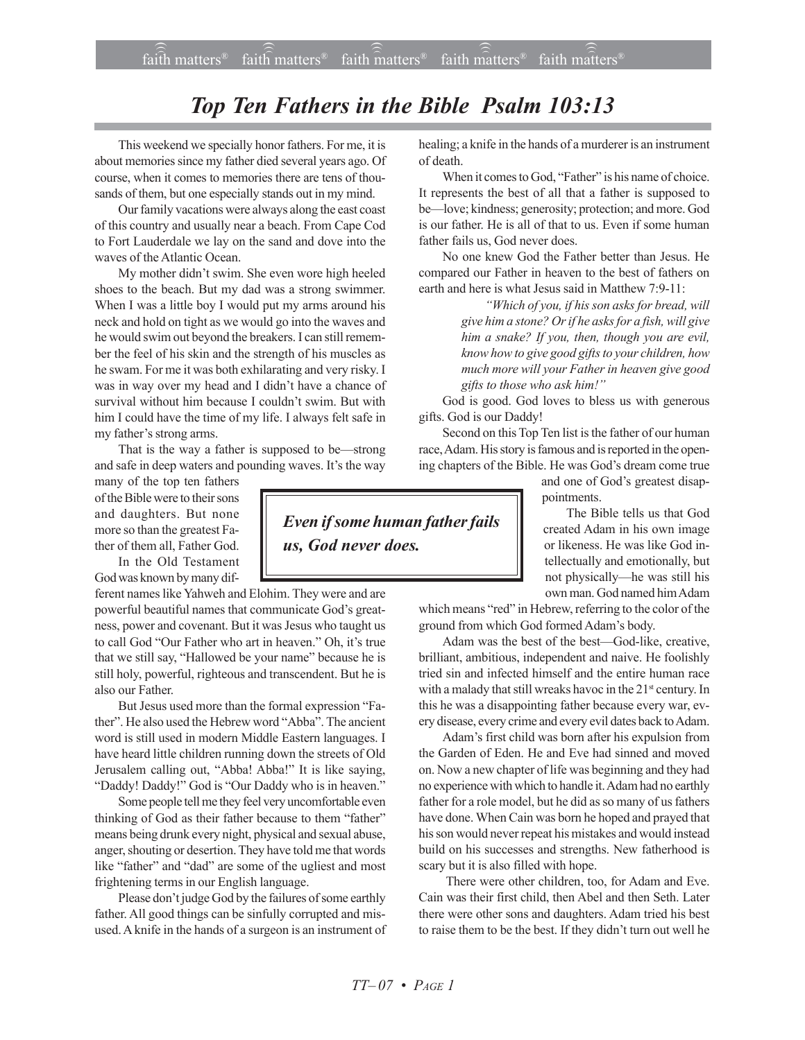# *Top Ten Fathers in the Bible Psalm 103:13*

This weekend we specially honor fathers. For me, it is about memories since my father died several years ago. Of course, when it comes to memories there are tens of thousands of them, but one especially stands out in my mind.

Our family vacations were always along the east coast of this country and usually near a beach. From Cape Cod to Fort Lauderdale we lay on the sand and dove into the waves of the Atlantic Ocean.

My mother didn't swim. She even wore high heeled shoes to the beach. But my dad was a strong swimmer. When I was a little boy I would put my arms around his neck and hold on tight as we would go into the waves and he would swim out beyond the breakers. I can still remember the feel of his skin and the strength of his muscles as he swam. For me it was both exhilarating and very risky. I was in way over my head and I didn't have a chance of survival without him because I couldn't swim. But with him I could have the time of my life. I always felt safe in my father's strong arms.

That is the way a father is supposed to be—strong and safe in deep waters and pounding waves. It's the way many of the top ten fathers of the Bible were to their sons and daughters. But none more so than the greatest Father of them all, Father God.

> ***Even if some human father fails us, God never does.***

In the Old Testament God was known by many different names like Yahweh and Elohim. They were and are powerful beautiful names that communicate God's greatness, power and covenant. But it was Jesus who taught us to call God "Our Father who art in heaven." Oh, it's true that we still say, "Hallowed be your name" because he is still holy, powerful, righteous and transcendent. But he is also our Father.

But Jesus used more than the formal expression "Father". He also used the Hebrew word "Abba". The ancient word is still used in modern Middle Eastern languages. I have heard little children running down the streets of Old Jerusalem calling out, "Abba! Abba!" It is like saying, "Daddy! Daddy!" God is "Our Daddy who is in heaven."

Some people tell me they feel very uncomfortable even thinking of God as their father because to them "father" means being drunk every night, physical and sexual abuse, anger, shouting or desertion. They have told me that words like "father" and "dad" are some of the ugliest and most frightening terms in our English language.

Please don't judge God by the failures of some earthly father. All good things can be sinfully corrupted and misused. A knife in the hands of a surgeon is an instrument of healing; a knife in the hands of a murderer is an instrument of death.

When it comes to God, "Father" is his name of choice. It represents the best of all that a father is supposed to be—love; kindness; generosity; protection; and more. God is our father. He is all of that to us. Even if some human father fails us, God never does.

No one knew God the Father better than Jesus. He compared our Father in heaven to the best of fathers on earth and here is what Jesus said in Matthew 7:9-11:

> *"Which of you, if his son asks for bread, will give him a stone? Or if he asks for a fish, will give him a snake? If you, then, though you are evil, know how to give good gifts to your children, how much more will your Father in heaven give good gifts to those who ask him!"*

God is good. God loves to bless us with generous gifts. God is our Daddy!

Second on this Top Ten list is the father of our human race, Adam. His story is famous and is reported in the opening chapters of the Bible. He was God's dream come true and one of God's greatest disappointments.

The Bible tells us that God created Adam in his own image or likeness. He was like God intellectually and emotionally, but not physically—he was still his own man. God named him Adam which means "red" in Hebrew, referring to the color of the ground from which God formed Adam's body.

Adam was the best of the best—God-like, creative, brilliant, ambitious, independent and naive. He foolishly tried sin and infected himself and the entire human race with a malady that still wreaks havoc in the 21st century. In this he was a disappointing father because every war, every disease, every crime and every evil dates back to Adam.

Adam's first child was born after his expulsion from the Garden of Eden. He and Eve had sinned and moved on. Now a new chapter of life was beginning and they had no experience with which to handle it. Adam had no earthly father for a role model, but he did as so many of us fathers have done. When Cain was born he hoped and prayed that his son would never repeat his mistakes and would instead build on his successes and strengths. New fatherhood is scary but it is also filled with hope.

There were other children, too, for Adam and Eve. Cain was their first child, then Abel and then Seth. Later there were other sons and daughters. Adam tried his best to raise them to be the best. If they didn't turn out well he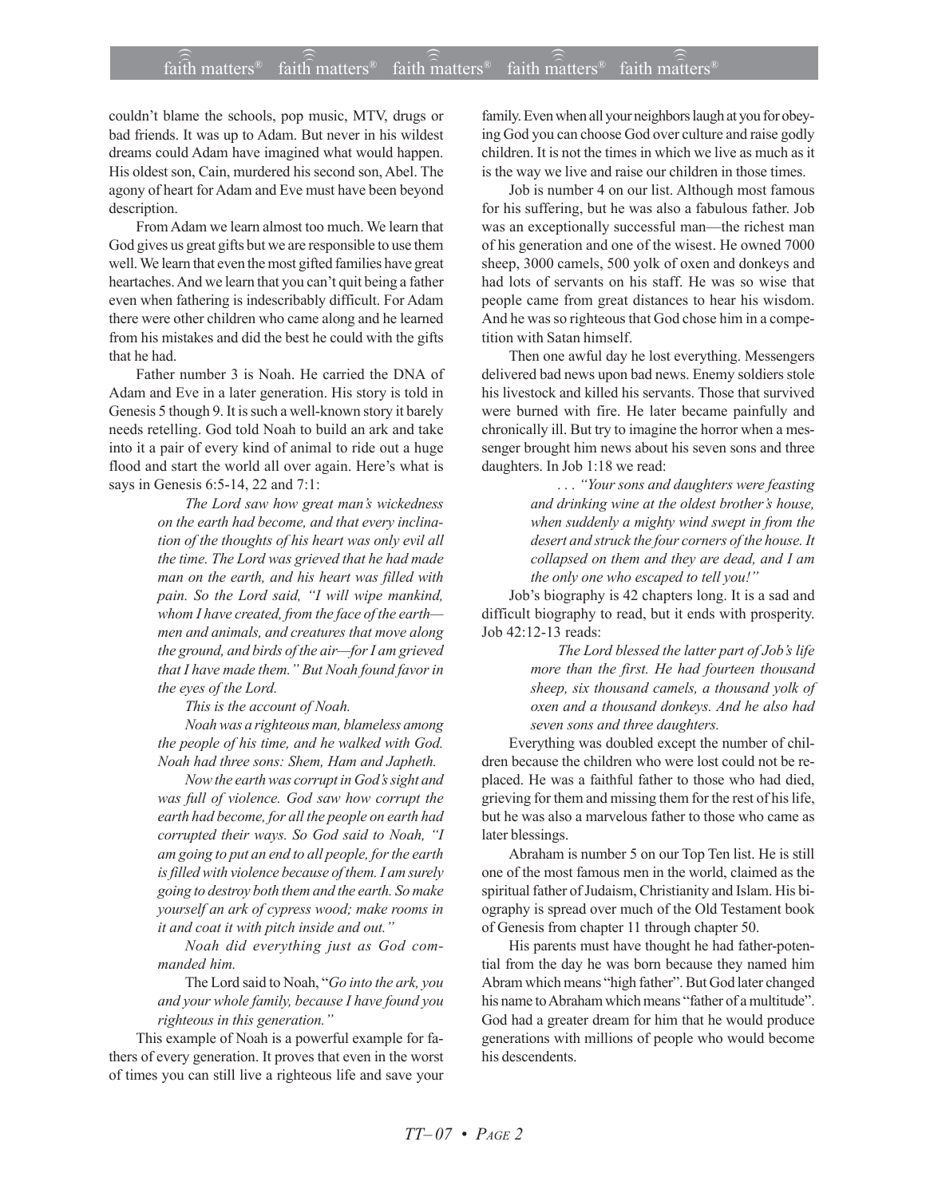couldn't blame the schools, pop music, MTV, drugs or bad friends. It was up to Adam. But never in his wildest dreams could Adam have imagined what would happen. His oldest son, Cain, murdered his second son, Abel. The agony of heart for Adam and Eve must have been beyond description.

From Adam we learn almost too much. We learn that God gives us great gifts but we are responsible to use them well. We learn that even the most gifted families have great heartaches. And we learn that you can't quit being a father even when fathering is indescribably difficult. For Adam there were other children who came along and he learned from his mistakes and did the best he could with the gifts that he had.

Father number 3 is Noah. He carried the DNA of Adam and Eve in a later generation. His story is told in Genesis 5 though 9. It is such a well-known story it barely needs retelling. God told Noah to build an ark and take into it a pair of every kind of animal to ride out a huge flood and start the world all over again. Here's what is says in Genesis 6:5-14, 22 and 7:1:

> *The Lord saw how great man's wickedness on the earth had become, and that every inclination of the thoughts of his heart was only evil all the time. The Lord was grieved that he had made man on the earth, and his heart was filled with pain. So the Lord said, "I will wipe mankind, whom I have created, from the face of the earth—men and animals, and creatures that move along the ground, and birds of the air—for I am grieved that I have made them." But Noah found favor in the eyes of the Lord.*
>
> *This is the account of Noah.*
>
> *Noah was a righteous man, blameless among the people of his time, and he walked with God. Noah had three sons: Shem, Ham and Japheth.*
>
> *Now the earth was corrupt in God's sight and was full of violence. God saw how corrupt the earth had become, for all the people on earth had corrupted their ways. So God said to Noah, "I am going to put an end to all people, for the earth is filled with violence because of them. I am surely going to destroy both them and the earth. So make yourself an ark of cypress wood; make rooms in it and coat it with pitch inside and out."*
>
> *Noah did everything just as God commanded him.*
>
> The Lord said to Noah, "*Go into the ark, you and your whole family, because I have found you righteous in this generation."*

This example of Noah is a powerful example for fathers of every generation. It proves that even in the worst of times you can still live a righteous life and save your family. Even when all your neighbors laugh at you for obeying God you can choose God over culture and raise godly children. It is not the times in which we live as much as it is the way we live and raise our children in those times.

Job is number 4 on our list. Although most famous for his suffering, but he was also a fabulous father. Job was an exceptionally successful man—the richest man of his generation and one of the wisest. He owned 7000 sheep, 3000 camels, 500 yolk of oxen and donkeys and had lots of servants on his staff. He was so wise that people came from great distances to hear his wisdom. And he was so righteous that God chose him in a competition with Satan himself.

Then one awful day he lost everything. Messengers delivered bad news upon bad news. Enemy soldiers stole his livestock and killed his servants. Those that survived were burned with fire. He later became painfully and chronically ill. But try to imagine the horror when a messenger brought him news about his seven sons and three daughters. In Job 1:18 we read:

> *. . . "Your sons and daughters were feasting and drinking wine at the oldest brother's house, when suddenly a mighty wind swept in from the desert and struck the four corners of the house. It collapsed on them and they are dead, and I am the only one who escaped to tell you!"*

Job's biography is 42 chapters long. It is a sad and difficult biography to read, but it ends with prosperity. Job 42:12-13 reads:

> *The Lord blessed the latter part of Job's life more than the first. He had fourteen thousand sheep, six thousand camels, a thousand yolk of oxen and a thousand donkeys. And he also had seven sons and three daughters.*

Everything was doubled except the number of children because the children who were lost could not be replaced. He was a faithful father to those who had died, grieving for them and missing them for the rest of his life, but he was also a marvelous father to those who came as later blessings.

Abraham is number 5 on our Top Ten list. He is still one of the most famous men in the world, claimed as the spiritual father of Judaism, Christianity and Islam. His biography is spread over much of the Old Testament book of Genesis from chapter 11 through chapter 50.

His parents must have thought he had father-potential from the day he was born because they named him Abram which means "high father". But God later changed his name to Abraham which means "father of a multitude". God had a greater dream for him that he would produce generations with millions of people who would become his descendents.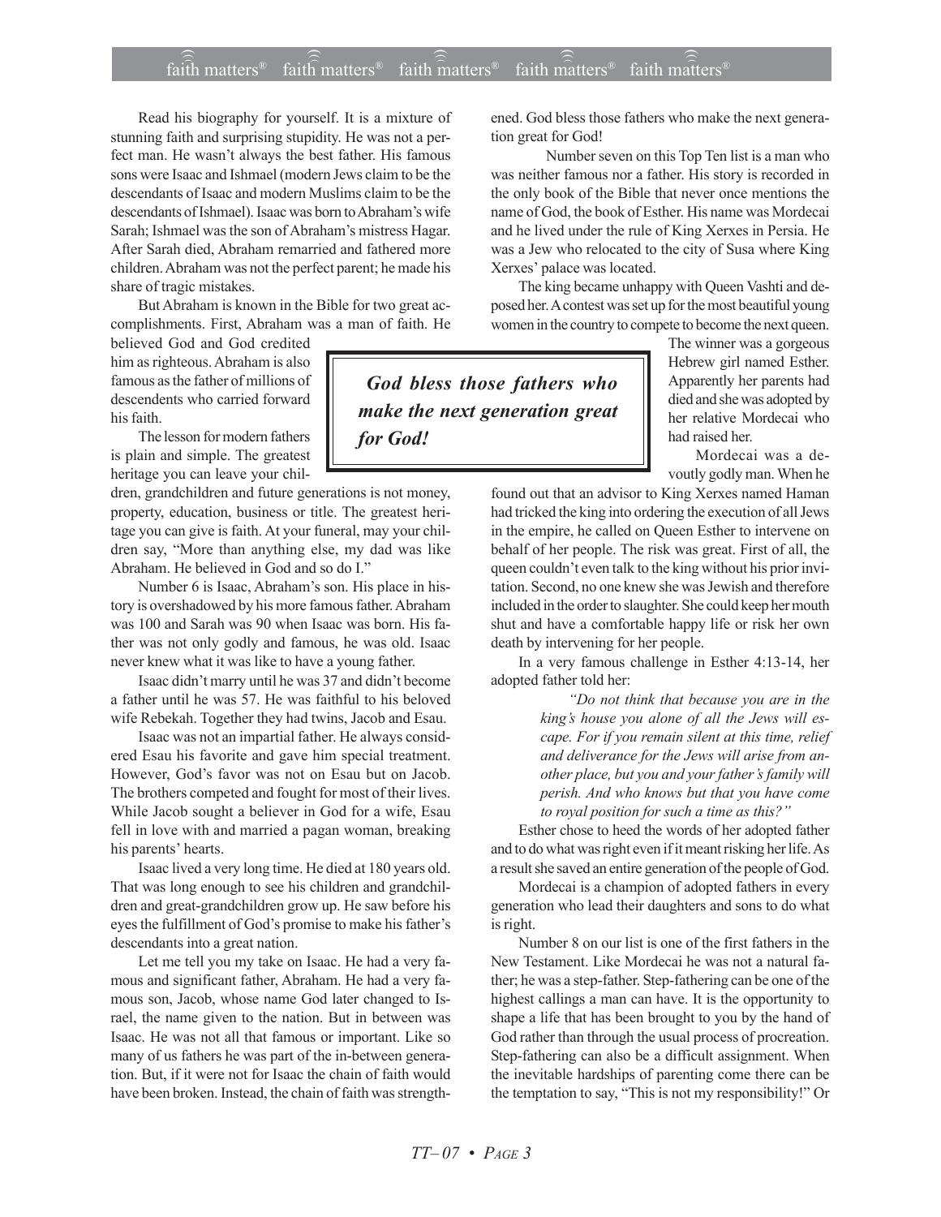Read his biography for yourself. It is a mixture of stunning faith and surprising stupidity. He was not a perfect man. He wasn't always the best father. His famous sons were Isaac and Ishmael (modern Jews claim to be the descendants of Isaac and modern Muslims claim to be the descendants of Ishmael). Isaac was born to Abraham's wife Sarah; Ishmael was the son of Abraham's mistress Hagar. After Sarah died, Abraham remarried and fathered more children. Abraham was not the perfect parent; he made his share of tragic mistakes.

But Abraham is known in the Bible for two great accomplishments. First, Abraham was a man of faith. He believed God and God credited him as righteous. Abraham is also famous as the father of millions of descendents who carried forward his faith.

The lesson for modern fathers is plain and simple. The greatest heritage you can leave your children, grandchildren and future generations is not money, property, education, business or title. The greatest heritage you can give is faith. At your funeral, may your children say, "More than anything else, my dad was like Abraham. He believed in God and so do I."

Number 6 is Isaac, Abraham's son. His place in history is overshadowed by his more famous father. Abraham was 100 and Sarah was 90 when Isaac was born. His father was not only godly and famous, he was old. Isaac never knew what it was like to have a young father.

Isaac didn't marry until he was 37 and didn't become a father until he was 57. He was faithful to his beloved wife Rebekah. Together they had twins, Jacob and Esau.

Isaac was not an impartial father. He always considered Esau his favorite and gave him special treatment. However, God's favor was not on Esau but on Jacob. The brothers competed and fought for most of their lives. While Jacob sought a believer in God for a wife, Esau fell in love with and married a pagan woman, breaking his parents' hearts.

Isaac lived a very long time. He died at 180 years old. That was long enough to see his children and grandchildren and great-grandchildren grow up. He saw before his eyes the fulfillment of God's promise to make his father's descendants into a great nation.

Let me tell you my take on Isaac. He had a very famous and significant father, Abraham. He had a very famous son, Jacob, whose name God later changed to Israel, the name given to the nation. But in between was Isaac. He was not all that famous or important. Like so many of us fathers he was part of the in-between generation. But, if it were not for Isaac the chain of faith would have been broken. Instead, the chain of faith was strengthened. God bless those fathers who make the next generation great for God!

> ***God bless those fathers who make the next generation great for God!***

Number seven on this Top Ten list is a man who was neither famous nor a father. His story is recorded in the only book of the Bible that never once mentions the name of God, the book of Esther. His name was Mordecai and he lived under the rule of King Xerxes in Persia. He was a Jew who relocated to the city of Susa where King Xerxes' palace was located.

The king became unhappy with Queen Vashti and deposed her. A contest was set up for the most beautiful young women in the country to compete to become the next queen. The winner was a gorgeous Hebrew girl named Esther. Apparently her parents had died and she was adopted by her relative Mordecai who had raised her.

Mordecai was a devoutly godly man. When he found out that an advisor to King Xerxes named Haman had tricked the king into ordering the execution of all Jews in the empire, he called on Queen Esther to intervene on behalf of her people. The risk was great. First of all, the queen couldn't even talk to the king without his prior invitation. Second, no one knew she was Jewish and therefore included in the order to slaughter. She could keep her mouth shut and have a comfortable happy life or risk her own death by intervening for her people.

In a very famous challenge in Esther 4:13-14, her adopted father told her:

> *"Do not think that because you are in the king's house you alone of all the Jews will escape. For if you remain silent at this time, relief and deliverance for the Jews will arise from another place, but you and your father's family will perish. And who knows but that you have come to royal position for such a time as this?"*

Esther chose to heed the words of her adopted father and to do what was right even if it meant risking her life. As a result she saved an entire generation of the people of God.

Mordecai is a champion of adopted fathers in every generation who lead their daughters and sons to do what is right.

Number 8 on our list is one of the first fathers in the New Testament. Like Mordecai he was not a natural father; he was a step-father. Step-fathering can be one of the highest callings a man can have. It is the opportunity to shape a life that has been brought to you by the hand of God rather than through the usual process of procreation. Step-fathering can also be a difficult assignment. When the inevitable hardships of parenting come there can be the temptation to say, "This is not my responsibility!" Or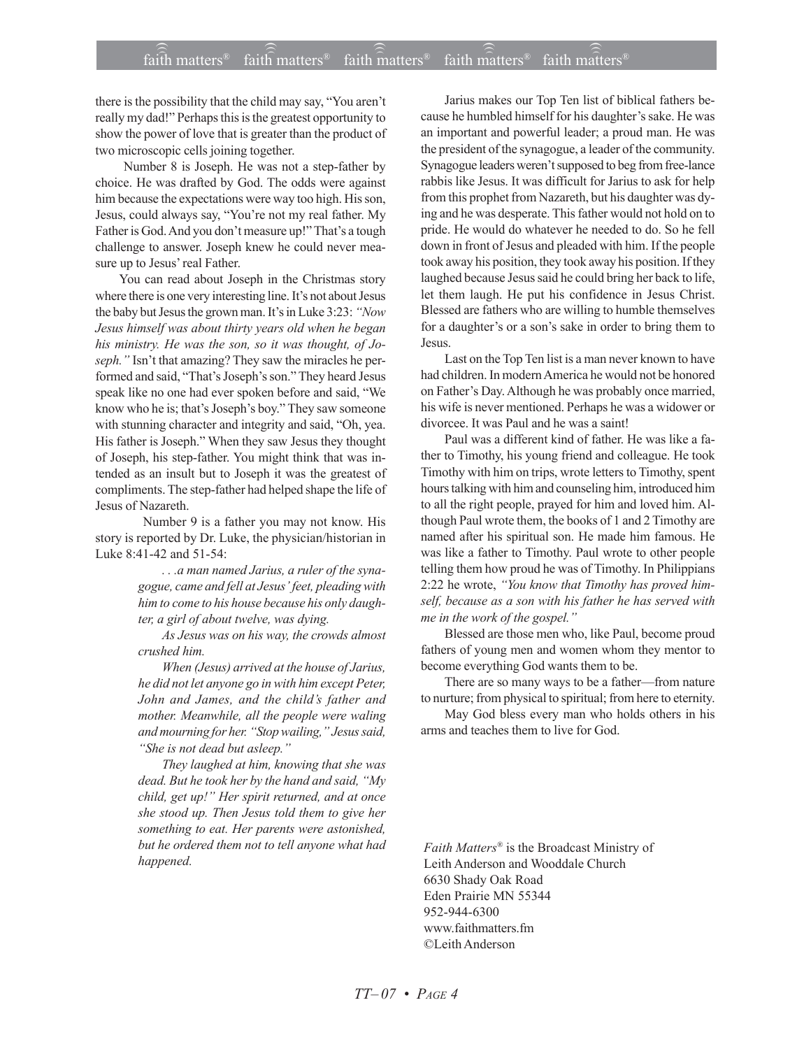there is the possibility that the child may say, "You aren't really my dad!" Perhaps this is the greatest opportunity to show the power of love that is greater than the product of two microscopic cells joining together.

Number 8 is Joseph. He was not a step-father by choice. He was drafted by God. The odds were against him because the expectations were way too high. His son, Jesus, could always say, "You're not my real father. My Father is God. And you don't measure up!" That's a tough challenge to answer. Joseph knew he could never measure up to Jesus' real Father.

You can read about Joseph in the Christmas story where there is one very interesting line. It's not about Jesus the baby but Jesus the grown man. It's in Luke 3:23: *"Now Jesus himself was about thirty years old when he began his ministry. He was the son, so it was thought, of Joseph."* Isn't that amazing? They saw the miracles he performed and said, "That's Joseph's son." They heard Jesus speak like no one had ever spoken before and said, "We know who he is; that's Joseph's boy." They saw someone with stunning character and integrity and said, "Oh, yea. His father is Joseph." When they saw Jesus they thought of Joseph, his step-father. You might think that was intended as an insult but to Joseph it was the greatest of compliments. The step-father had helped shape the life of Jesus of Nazareth.

Number 9 is a father you may not know. His story is reported by Dr. Luke, the physician/historian in Luke 8:41-42 and 51-54:

> *. . .a man named Jarius, a ruler of the synagogue, came and fell at Jesus' feet, pleading with him to come to his house because his only daughter, a girl of about twelve, was dying.*
>
> *As Jesus was on his way, the crowds almost crushed him.*
>
> *When (Jesus) arrived at the house of Jarius, he did not let anyone go in with him except Peter, John and James, and the child's father and mother. Meanwhile, all the people were waling and mourning for her. "Stop wailing," Jesus said, "She is not dead but asleep."*
>
> *They laughed at him, knowing that she was dead. But he took her by the hand and said, "My child, get up!" Her spirit returned, and at once she stood up. Then Jesus told them to give her something to eat. Her parents were astonished, but he ordered them not to tell anyone what had happened.*

Jarius makes our Top Ten list of biblical fathers because he humbled himself for his daughter's sake. He was an important and powerful leader; a proud man. He was the president of the synagogue, a leader of the community. Synagogue leaders weren't supposed to beg from free-lance rabbis like Jesus. It was difficult for Jarius to ask for help from this prophet from Nazareth, but his daughter was dying and he was desperate. This father would not hold on to pride. He would do whatever he needed to do. So he fell down in front of Jesus and pleaded with him. If the people took away his position, they took away his position. If they laughed because Jesus said he could bring her back to life, let them laugh. He put his confidence in Jesus Christ. Blessed are fathers who are willing to humble themselves for a daughter's or a son's sake in order to bring them to Jesus.

Last on the Top Ten list is a man never known to have had children. In modern America he would not be honored on Father's Day. Although he was probably once married, his wife is never mentioned. Perhaps he was a widower or divorcee. It was Paul and he was a saint!

Paul was a different kind of father. He was like a father to Timothy, his young friend and colleague. He took Timothy with him on trips, wrote letters to Timothy, spent hours talking with him and counseling him, introduced him to all the right people, prayed for him and loved him. Although Paul wrote them, the books of 1 and 2 Timothy are named after his spiritual son. He made him famous. He was like a father to Timothy. Paul wrote to other people telling them how proud he was of Timothy. In Philippians 2:22 he wrote, *"You know that Timothy has proved himself, because as a son with his father he has served with me in the work of the gospel."*

Blessed are those men who, like Paul, become proud fathers of young men and women whom they mentor to become everything God wants them to be.

There are so many ways to be a father—from nature to nurture; from physical to spiritual; from here to eternity.

May God bless every man who holds others in his arms and teaches them to live for God.

*Faith Matters*® is the Broadcast Ministry of
Leith Anderson and Wooddale Church
6630 Shady Oak Road
Eden Prairie MN 55344
952-944-6300
www.faithmatters.fm
©Leith Anderson